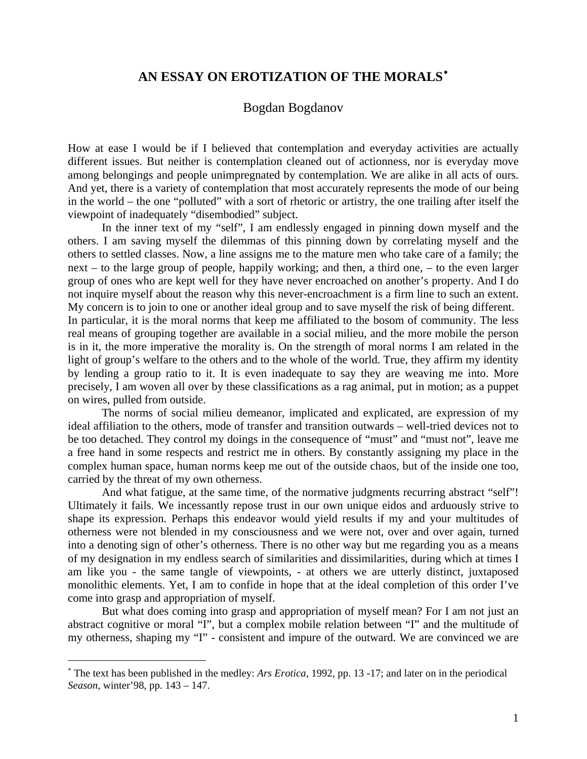# AN ESSAY ON EROTIZATION OF THE MORALS*

Bogdan Bogdanov

How at ease I would be if I believed that contemplation and everyday activities are actually different issues. But neither is contemplation cleaned out of actionness, nor is everyday move among belongings and people unimpregnated by contemplation. We are alike in all acts of ours. And yet, there is a variety of contemplation that most accurately represents the mode of our being in the world – the one "polluted" with a sort of rhetoric or artistry, the one trailing after itself the viewpoint of inadequately "disembodied" subject.

In the inner text of my "self", I am endlessly engaged in pinning down myself and the others. I am saving myself the dilemmas of this pinning down by correlating myself and the others to settled classes. Now, a line assigns me to the mature men who take care of a family; the next – to the large group of people, happily working; and then, a third one, – to the even larger group of ones who are kept well for they have never encroached on another's property. And I do not inquire myself about the reason why this never-encroachment is a firm line to such an extent. My concern is to join to one or another ideal group and to save myself the risk of being different.

In particular, it is the moral norms that keep me affiliated to the bosom of community. The less real means of grouping together are available in a social milieu, and the more mobile the person is in it, the more imperative the morality is. On the strength of moral norms I am related in the light of group's welfare to the others and to the whole of the world. True, they affirm my identity by lending a group ratio to it. It is even inadequate to say they are weaving me into. More precisely, I am woven all over by these classifications as a rag animal, put in motion; as a puppet on wires, pulled from outside.

The norms of social milieu demeanor, implicated and explicated, are expression of my ideal affiliation to the others, mode of transfer and transition outwards – well-tried devices not to be too detached. They control my doings in the consequence of "must" and "must not", leave me a free hand in some respects and restrict me in others. By constantly assigning my place in the complex human space, human norms keep me out of the outside chaos, but of the inside one too, carried by the threat of my own otherness.

And what fatigue, at the same time, of the normative judgments recurring abstract "self"! Ultimately it fails. We incessantly repose trust in our own unique eidos and arduously strive to shape its expression. Perhaps this endeavor would yield results if my and your multitudes of otherness were not blended in my consciousness and we were not, over and over again, turned into a denoting sign of other's otherness. There is no other way but me regarding you as a means of my designation in my endless search of similarities and dissimilarities, during which at times I am like you - the same tangle of viewpoints, - at others we are utterly distinct, juxtaposed monolithic elements. Yet, I am to confide in hope that at the ideal completion of this order I've come into grasp and appropriation of myself.

But what does coming into grasp and appropriation of myself mean? For I am not just an abstract cognitive or moral "I", but a complex mobile relation between "I" and the multitude of my otherness, shaping my "I" - consistent and impure of the outward. We are convinced we are

* The text has been published in the medley: *Ars Erotica*, 1992, pp. 13 -17; and later on in the periodical *Season*, winter'98, pp. 143 – 147.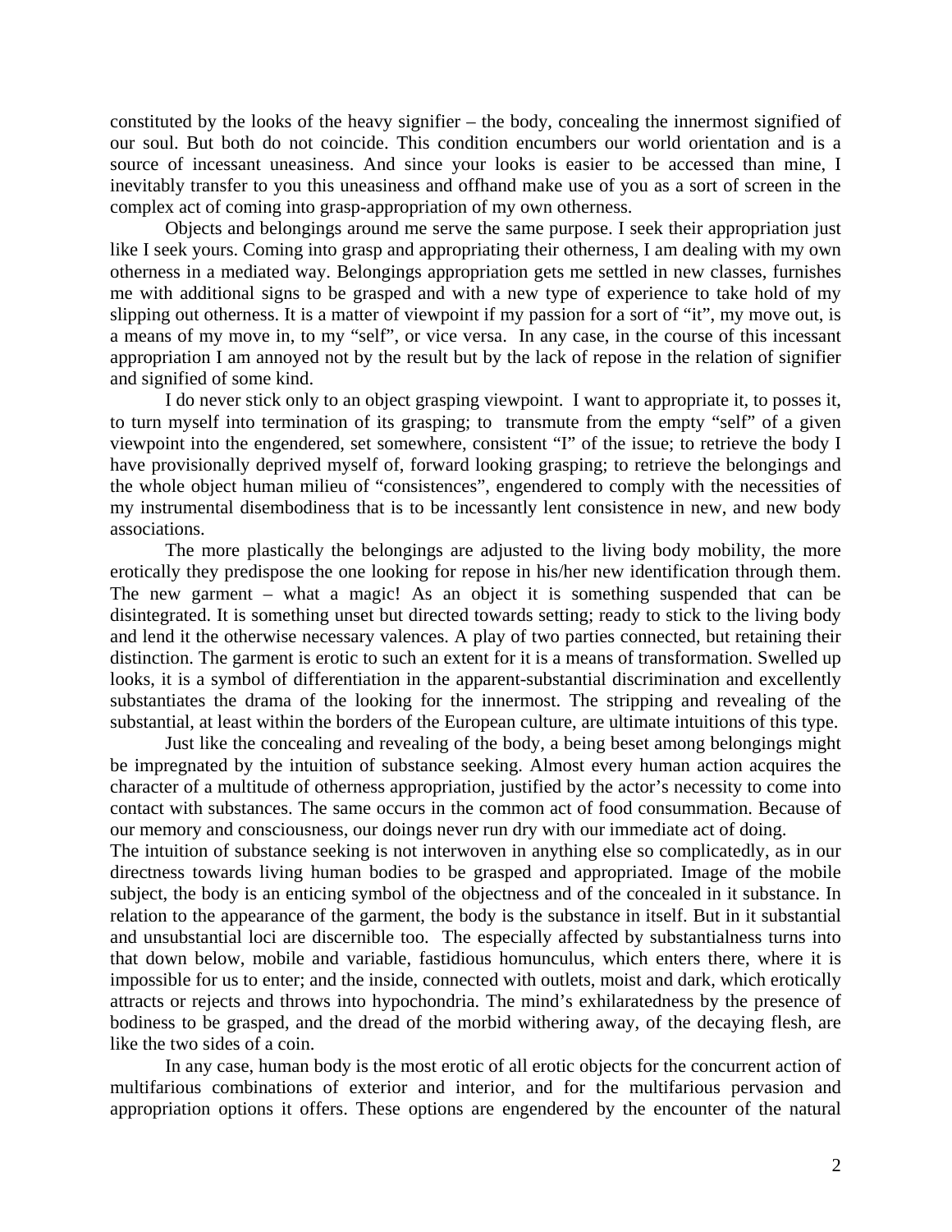constituted by the looks of the heavy signifier – the body, concealing the innermost signified of our soul. But both do not coincide. This condition encumbers our world orientation and is a source of incessant uneasiness. And since your looks is easier to be accessed than mine, I inevitably transfer to you this uneasiness and offhand make use of you as a sort of screen in the complex act of coming into grasp-appropriation of my own otherness.

Objects and belongings around me serve the same purpose. I seek their appropriation just like I seek yours. Coming into grasp and appropriating their otherness, I am dealing with my own otherness in a mediated way. Belongings appropriation gets me settled in new classes, furnishes me with additional signs to be grasped and with a new type of experience to take hold of my slipping out otherness. It is a matter of viewpoint if my passion for a sort of "it", my move out, is a means of my move in, to my "self", or vice versa. In any case, in the course of this incessant appropriation I am annoyed not by the result but by the lack of repose in the relation of signifier and signified of some kind.

I do never stick only to an object grasping viewpoint. I want to appropriate it, to posses it, to turn myself into termination of its grasping; to transmute from the empty "self" of a given viewpoint into the engendered, set somewhere, consistent "I" of the issue; to retrieve the body I have provisionally deprived myself of, forward looking grasping; to retrieve the belongings and the whole object human milieu of "consistences", engendered to comply with the necessities of my instrumental disembodiness that is to be incessantly lent consistence in new, and new body associations.

The more plastically the belongings are adjusted to the living body mobility, the more erotically they predispose the one looking for repose in his/her new identification through them. The new garment – what a magic! As an object it is something suspended that can be disintegrated. It is something unset but directed towards setting; ready to stick to the living body and lend it the otherwise necessary valences. A play of two parties connected, but retaining their distinction. The garment is erotic to such an extent for it is a means of transformation. Swelled up looks, it is a symbol of differentiation in the apparent-substantial discrimination and excellently substantiates the drama of the looking for the innermost. The stripping and revealing of the substantial, at least within the borders of the European culture, are ultimate intuitions of this type.

Just like the concealing and revealing of the body, a being beset among belongings might be impregnated by the intuition of substance seeking. Almost every human action acquires the character of a multitude of otherness appropriation, justified by the actor's necessity to come into contact with substances. The same occurs in the common act of food consummation. Because of our memory and consciousness, our doings never run dry with our immediate act of doing.

The intuition of substance seeking is not interwoven in anything else so complicatedly, as in our directness towards living human bodies to be grasped and appropriated. Image of the mobile subject, the body is an enticing symbol of the objectness and of the concealed in it substance. In relation to the appearance of the garment, the body is the substance in itself. But in it substantial and unsubstantial loci are discernible too. The especially affected by substantialness turns into that down below, mobile and variable, fastidious homunculus, which enters there, where it is impossible for us to enter; and the inside, connected with outlets, moist and dark, which erotically attracts or rejects and throws into hypochondria. The mind's exhilaratedness by the presence of bodiness to be grasped, and the dread of the morbid withering away, of the decaying flesh, are like the two sides of a coin.

In any case, human body is the most erotic of all erotic objects for the concurrent action of multifarious combinations of exterior and interior, and for the multifarious pervasion and appropriation options it offers. These options are engendered by the encounter of the natural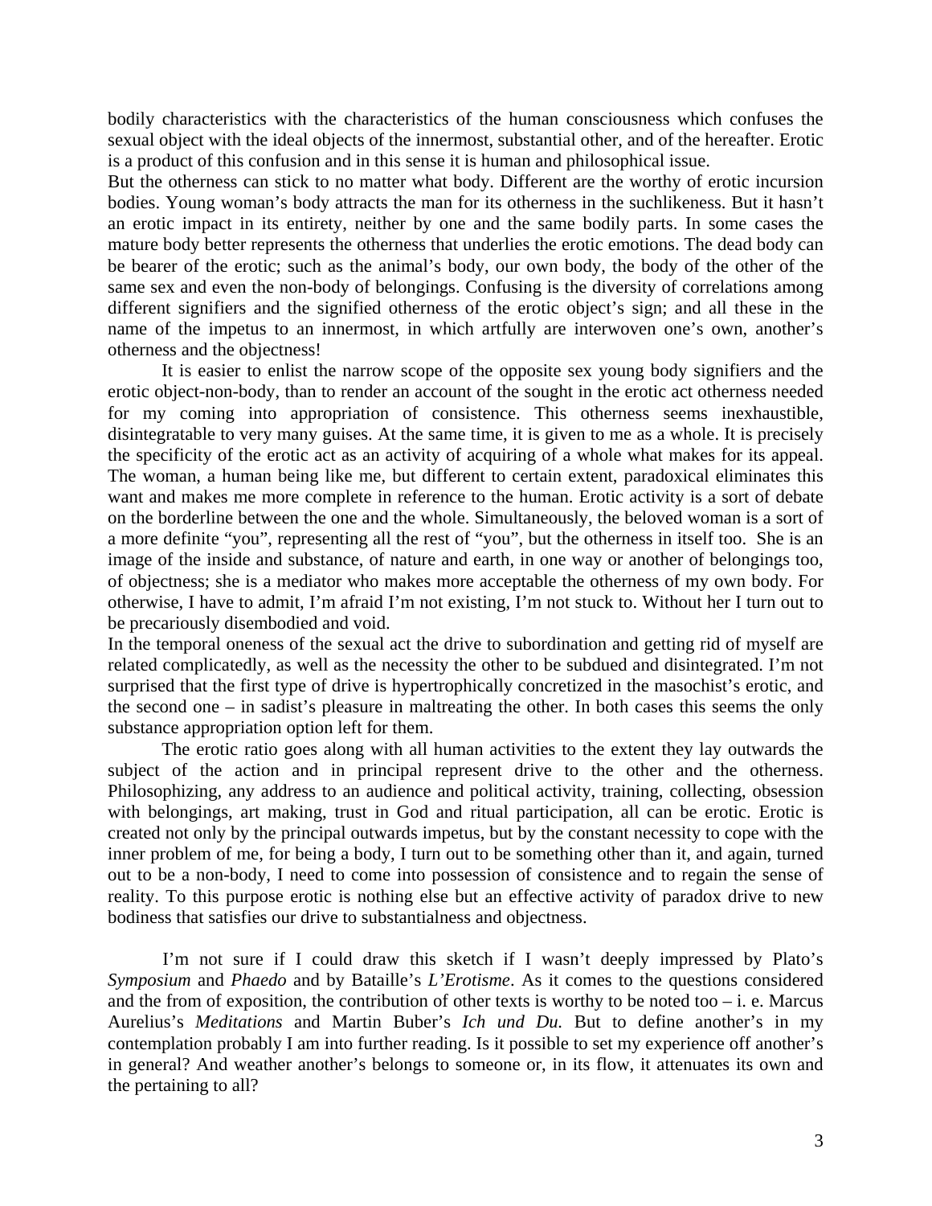bodily characteristics with the characteristics of the human consciousness which confuses the sexual object with the ideal objects of the innermost, substantial other, and of the hereafter. Erotic is a product of this confusion and in this sense it is human and philosophical issue.

But the otherness can stick to no matter what body. Different are the worthy of erotic incursion bodies. Young woman's body attracts the man for its otherness in the suchlikeness. But it hasn't an erotic impact in its entirety, neither by one and the same bodily parts. In some cases the mature body better represents the otherness that underlies the erotic emotions. The dead body can be bearer of the erotic; such as the animal's body, our own body, the body of the other of the same sex and even the non-body of belongings. Confusing is the diversity of correlations among different signifiers and the signified otherness of the erotic object's sign; and all these in the name of the impetus to an innermost, in which artfully are interwoven one's own, another's otherness and the objectness!

It is easier to enlist the narrow scope of the opposite sex young body signifiers and the erotic object-non-body, than to render an account of the sought in the erotic act otherness needed for my coming into appropriation of consistence. This otherness seems inexhaustible, disintegratable to very many guises. At the same time, it is given to me as a whole. It is precisely the specificity of the erotic act as an activity of acquiring of a whole what makes for its appeal. The woman, a human being like me, but different to certain extent, paradoxical eliminates this want and makes me more complete in reference to the human. Erotic activity is a sort of debate on the borderline between the one and the whole. Simultaneously, the beloved woman is a sort of a more definite "you", representing all the rest of "you", but the otherness in itself too. She is an image of the inside and substance, of nature and earth, in one way or another of belongings too, of objectness; she is a mediator who makes more acceptable the otherness of my own body. For otherwise, I have to admit, I'm afraid I'm not existing, I'm not stuck to. Without her I turn out to be precariously disembodied and void.

In the temporal oneness of the sexual act the drive to subordination and getting rid of myself are related complicatedly, as well as the necessity the other to be subdued and disintegrated. I'm not surprised that the first type of drive is hypertrophically concretized in the masochist's erotic, and the second one – in sadist's pleasure in maltreating the other. In both cases this seems the only substance appropriation option left for them.

The erotic ratio goes along with all human activities to the extent they lay outwards the subject of the action and in principal represent drive to the other and the otherness. Philosophizing, any address to an audience and political activity, training, collecting, obsession with belongings, art making, trust in God and ritual participation, all can be erotic. Erotic is created not only by the principal outwards impetus, but by the constant necessity to cope with the inner problem of me, for being a body, I turn out to be something other than it, and again, turned out to be a non-body, I need to come into possession of consistence and to regain the sense of reality. To this purpose erotic is nothing else but an effective activity of paradox drive to new bodiness that satisfies our drive to substantialness and objectness.

I'm not sure if I could draw this sketch if I wasn't deeply impressed by Plato's *Symposium* and *Phaedo* and by Bataille's *L'Erotisme*. As it comes to the questions considered and the from of exposition, the contribution of other texts is worthy to be noted too – i. e. Marcus Aurelius's *Meditations* and Martin Buber's *Ich und Du.* But to define another's in my contemplation probably I am into further reading. Is it possible to set my experience off another's in general? And weather another's belongs to someone or, in its flow, it attenuates its own and the pertaining to all?